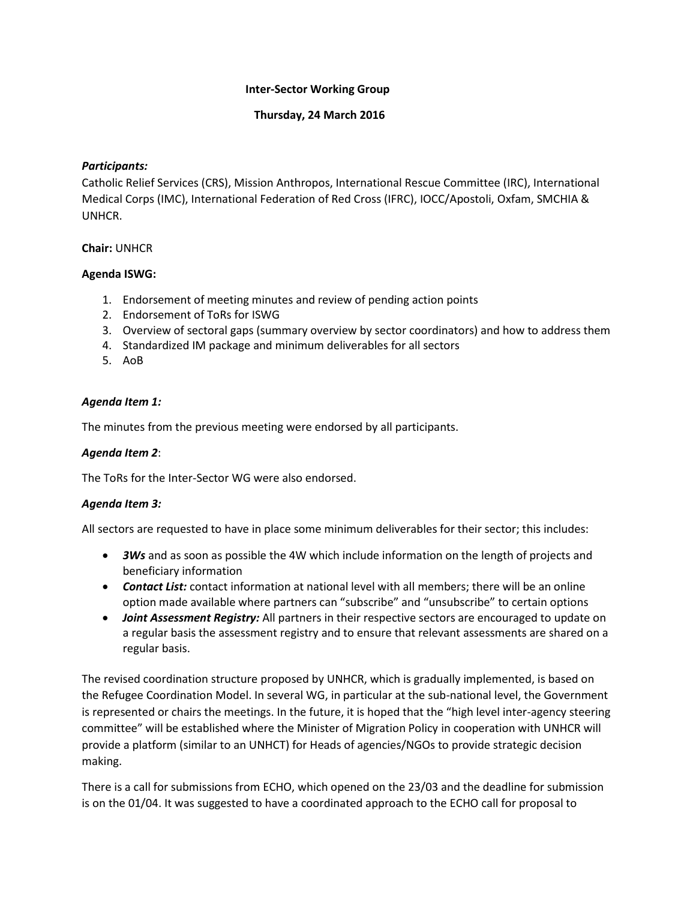**Inter-Sector Working Group**

**Thursday, 24 March 2016**

***Participants:***

Catholic Relief Services (CRS), Mission Anthropos, International Rescue Committee (IRC), International Medical Corps (IMC), International Federation of Red Cross (IFRC), IOCC/Apostoli, Oxfam, SMCHIA & UNHCR.

**Chair:** UNHCR

**Agenda ISWG:**

1. Endorsement of meeting minutes and review of pending action points
2. Endorsement of ToRs for ISWG
3. Overview of sectoral gaps (summary overview by sector coordinators) and how to address them
4. Standardized IM package and minimum deliverables for all sectors
5. AoB

***Agenda Item 1:***

The minutes from the previous meeting were endorsed by all participants.

***Agenda Item 2***:

The ToRs for the Inter-Sector WG were also endorsed.

***Agenda Item 3:***

All sectors are requested to have in place some minimum deliverables for their sector; this includes:

- ***3Ws*** and as soon as possible the 4W which include information on the length of projects and beneficiary information
- ***Contact List:*** contact information at national level with all members; there will be an online option made available where partners can "subscribe" and "unsubscribe" to certain options
- ***Joint Assessment Registry:*** All partners in their respective sectors are encouraged to update on a regular basis the assessment registry and to ensure that relevant assessments are shared on a regular basis.

The revised coordination structure proposed by UNHCR, which is gradually implemented, is based on the Refugee Coordination Model. In several WG, in particular at the sub-national level, the Government is represented or chairs the meetings. In the future, it is hoped that the "high level inter-agency steering committee" will be established where the Minister of Migration Policy in cooperation with UNHCR will provide a platform (similar to an UNHCT) for Heads of agencies/NGOs to provide strategic decision making.

There is a call for submissions from ECHO, which opened on the 23/03 and the deadline for submission is on the 01/04. It was suggested to have a coordinated approach to the ECHO call for proposal to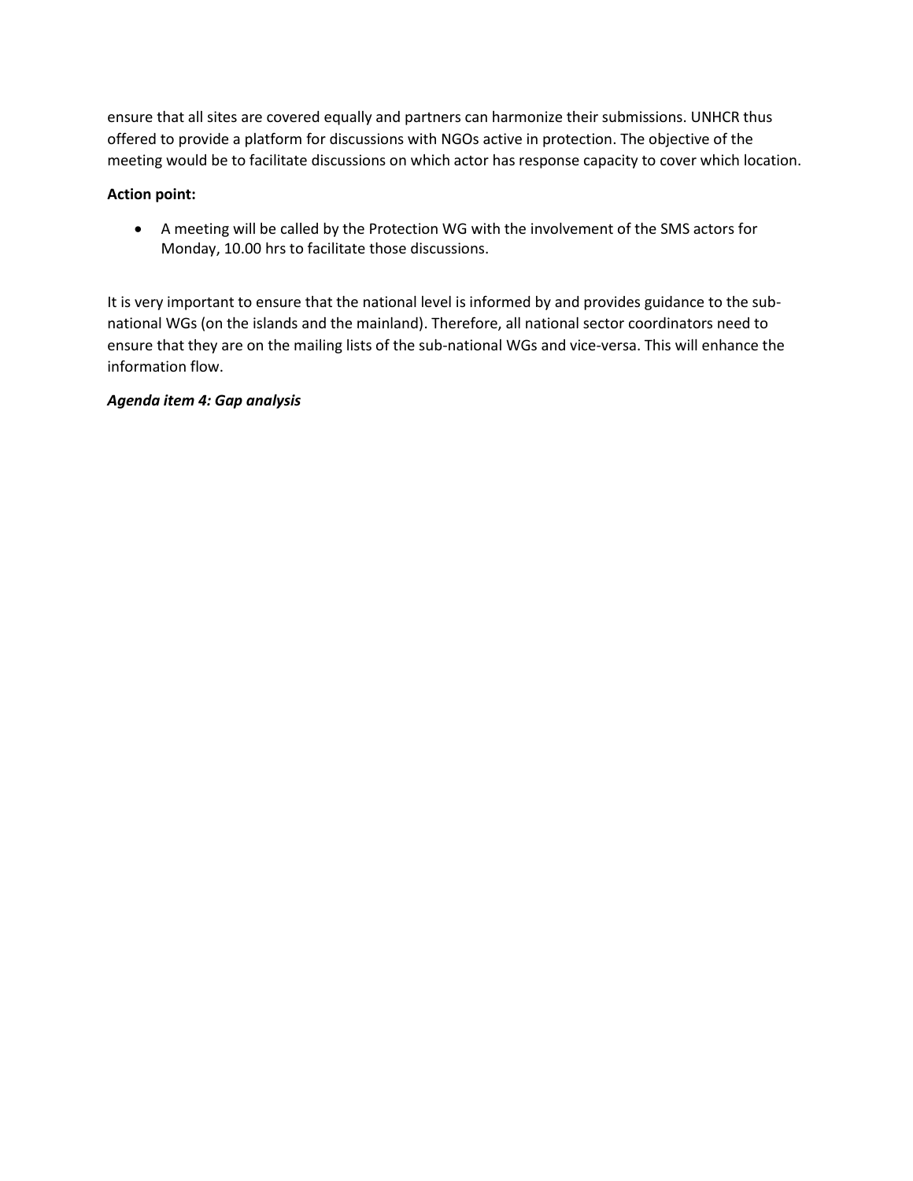ensure that all sites are covered equally and partners can harmonize their submissions. UNHCR thus offered to provide a platform for discussions with NGOs active in protection. The objective of the meeting would be to facilitate discussions on which actor has response capacity to cover which location.

**Action point:**

- A meeting will be called by the Protection WG with the involvement of the SMS actors for Monday, 10.00 hrs to facilitate those discussions.

It is very important to ensure that the national level is informed by and provides guidance to the sub-national WGs (on the islands and the mainland). Therefore, all national sector coordinators need to ensure that they are on the mailing lists of the sub-national WGs and vice-versa. This will enhance the information flow.

***Agenda item 4: Gap analysis***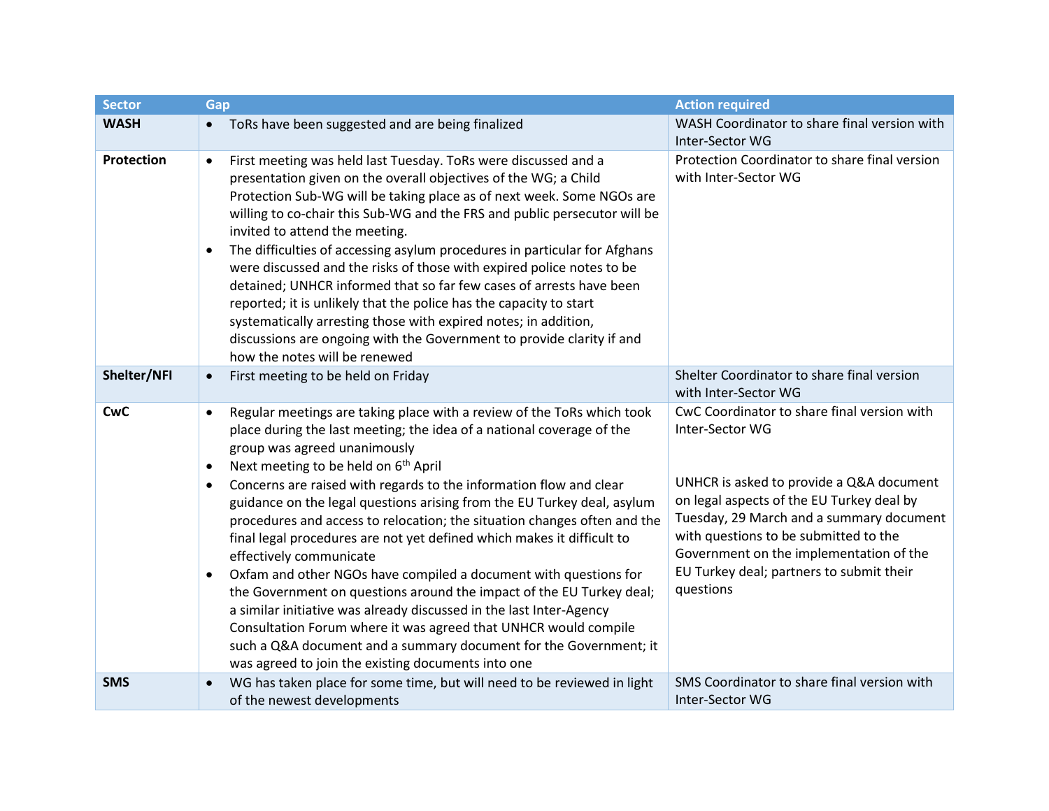| Sector | Gap | Action required |
|---|---|---|
| **WASH** | • ToRs have been suggested and are being finalized | WASH Coordinator to share final version with Inter-Sector WG |
| **Protection** | • First meeting was held last Tuesday. ToRs were discussed and a presentation given on the overall objectives of the WG; a Child Protection Sub-WG will be taking place as of next week. Some NGOs are willing to co-chair this Sub-WG and the FRS and public persecutor will be invited to attend the meeting.<br>• The difficulties of accessing asylum procedures in particular for Afghans were discussed and the risks of those with expired police notes to be detained; UNHCR informed that so far few cases of arrests have been reported; it is unlikely that the police has the capacity to start systematically arresting those with expired notes; in addition, discussions are ongoing with the Government to provide clarity if and how the notes will be renewed | Protection Coordinator to share final version with Inter-Sector WG |
| **Shelter/NFI** | • First meeting to be held on Friday | Shelter Coordinator to share final version with Inter-Sector WG |
| **CwC** | • Regular meetings are taking place with a review of the ToRs which took place during the last meeting; the idea of a national coverage of the group was agreed unanimously<br>• Next meeting to be held on 6th April<br>• Concerns are raised with regards to the information flow and clear guidance on the legal questions arising from the EU Turkey deal, asylum procedures and access to relocation; the situation changes often and the final legal procedures are not yet defined which makes it difficult to effectively communicate<br>• Oxfam and other NGOs have compiled a document with questions for the Government on questions around the impact of the EU Turkey deal; a similar initiative was already discussed in the last Inter-Agency Consultation Forum where it was agreed that UNHCR would compile such a Q&A document and a summary document for the Government; it was agreed to join the existing documents into one | CwC Coordinator to share final version with Inter-Sector WG<br><br>UNHCR is asked to provide a Q&A document on legal aspects of the EU Turkey deal by Tuesday, 29 March and a summary document with questions to be submitted to the Government on the implementation of the EU Turkey deal; partners to submit their questions |
| **SMS** | • WG has taken place for some time, but will need to be reviewed in light of the newest developments | SMS Coordinator to share final version with Inter-Sector WG |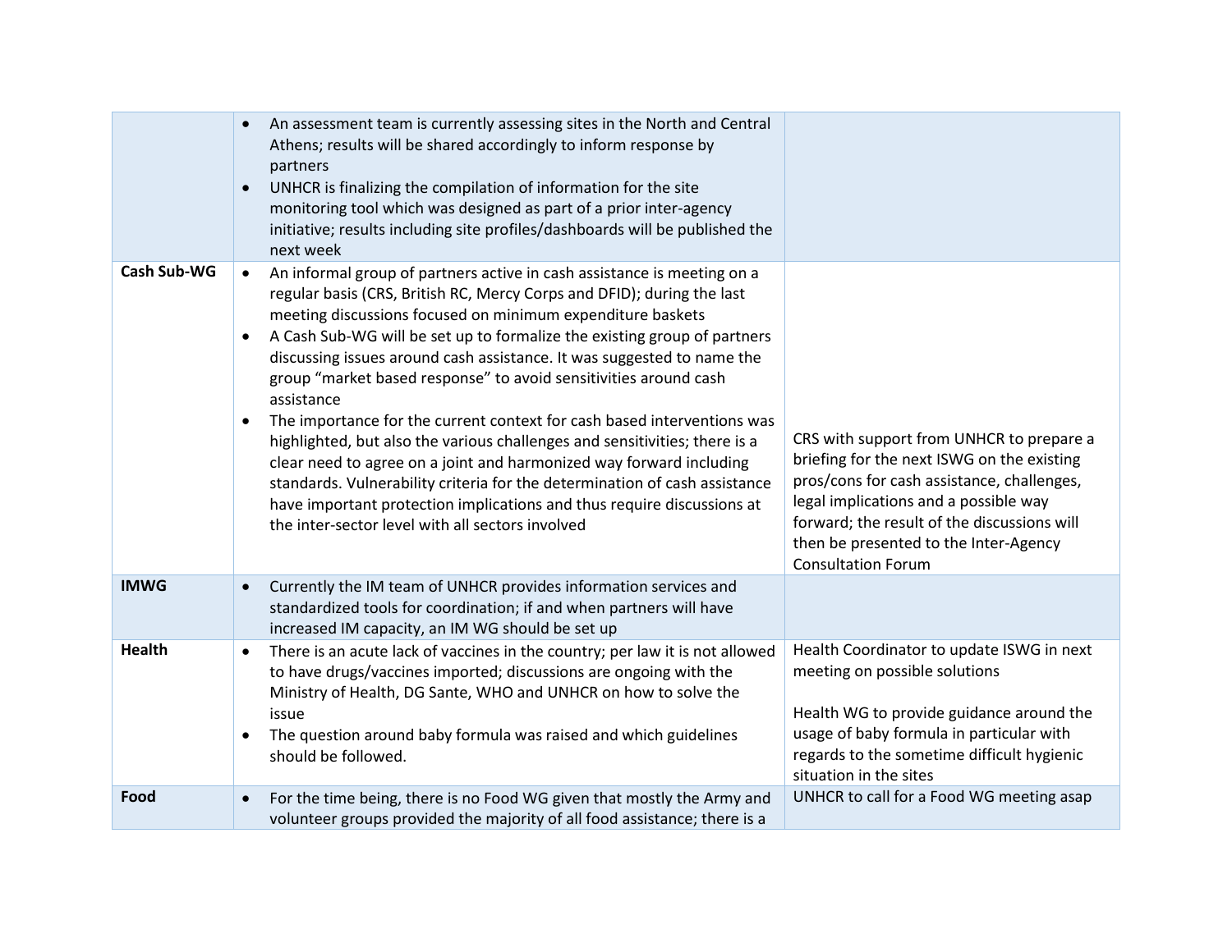| | | |
|---|---|---|
| | • An assessment team is currently assessing sites in the North and Central Athens; results will be shared accordingly to inform response by partners<br>• UNHCR is finalizing the compilation of information for the site monitoring tool which was designed as part of a prior inter-agency initiative; results including site profiles/dashboards will be published the next week | |
| **Cash Sub-WG** | • An informal group of partners active in cash assistance is meeting on a regular basis (CRS, British RC, Mercy Corps and DFID); during the last meeting discussions focused on minimum expenditure baskets<br>• A Cash Sub-WG will be set up to formalize the existing group of partners discussing issues around cash assistance. It was suggested to name the group "market based response" to avoid sensitivities around cash assistance<br>• The importance for the current context for cash based interventions was highlighted, but also the various challenges and sensitivities; there is a clear need to agree on a joint and harmonized way forward including standards. Vulnerability criteria for the determination of cash assistance have important protection implications and thus require discussions at the inter-sector level with all sectors involved | CRS with support from UNHCR to prepare a briefing for the next ISWG on the existing pros/cons for cash assistance, challenges, legal implications and a possible way forward; the result of the discussions will then be presented to the Inter-Agency Consultation Forum |
| **IMWG** | • Currently the IM team of UNHCR provides information services and standardized tools for coordination; if and when partners will have increased IM capacity, an IM WG should be set up | |
| **Health** | • There is an acute lack of vaccines in the country; per law it is not allowed to have drugs/vaccines imported; discussions are ongoing with the Ministry of Health, DG Sante, WHO and UNHCR on how to solve the issue<br>• The question around baby formula was raised and which guidelines should be followed. | Health Coordinator to update ISWG in next meeting on possible solutions<br><br>Health WG to provide guidance around the usage of baby formula in particular with regards to the sometime difficult hygienic situation in the sites |
| **Food** | • For the time being, there is no Food WG given that mostly the Army and volunteer groups provided the majority of all food assistance; there is a | UNHCR to call for a Food WG meeting asap |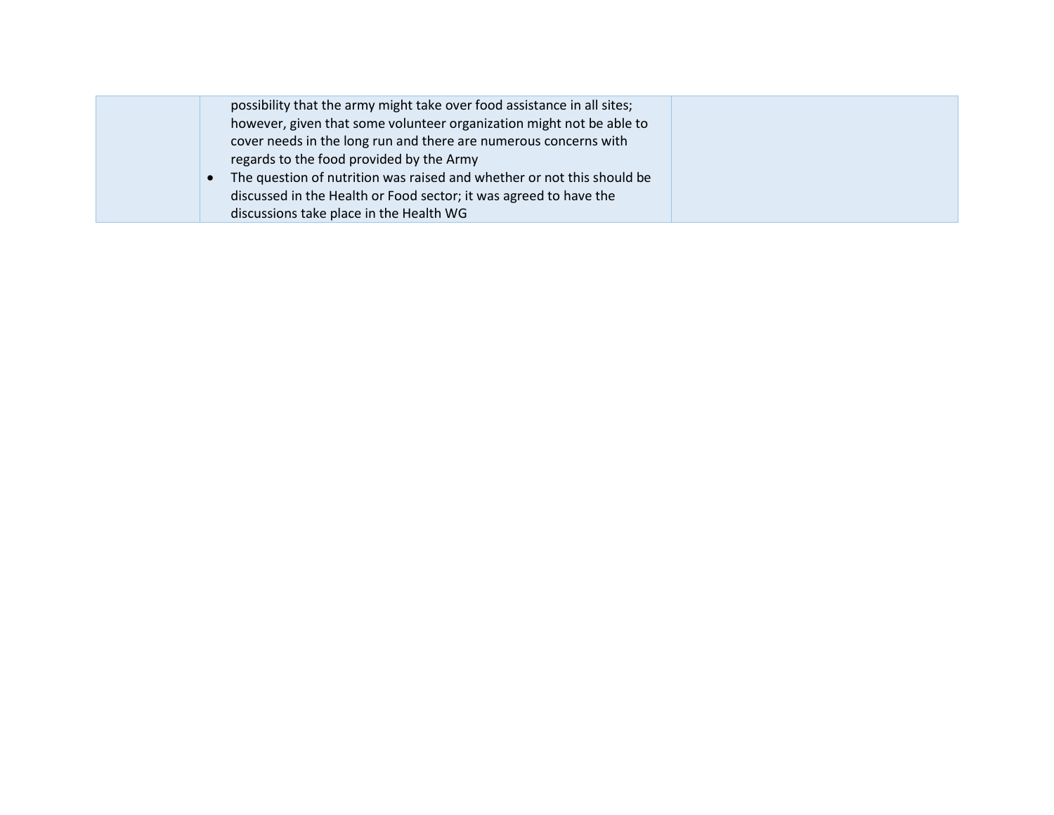| | | |
|---|---|---|
| | possibility that the army might take over food assistance in all sites; however, given that some volunteer organization might not be able to cover needs in the long run and there are numerous concerns with regards to the food provided by the Army<br>• The question of nutrition was raised and whether or not this should be discussed in the Health or Food sector; it was agreed to have the discussions take place in the Health WG | |